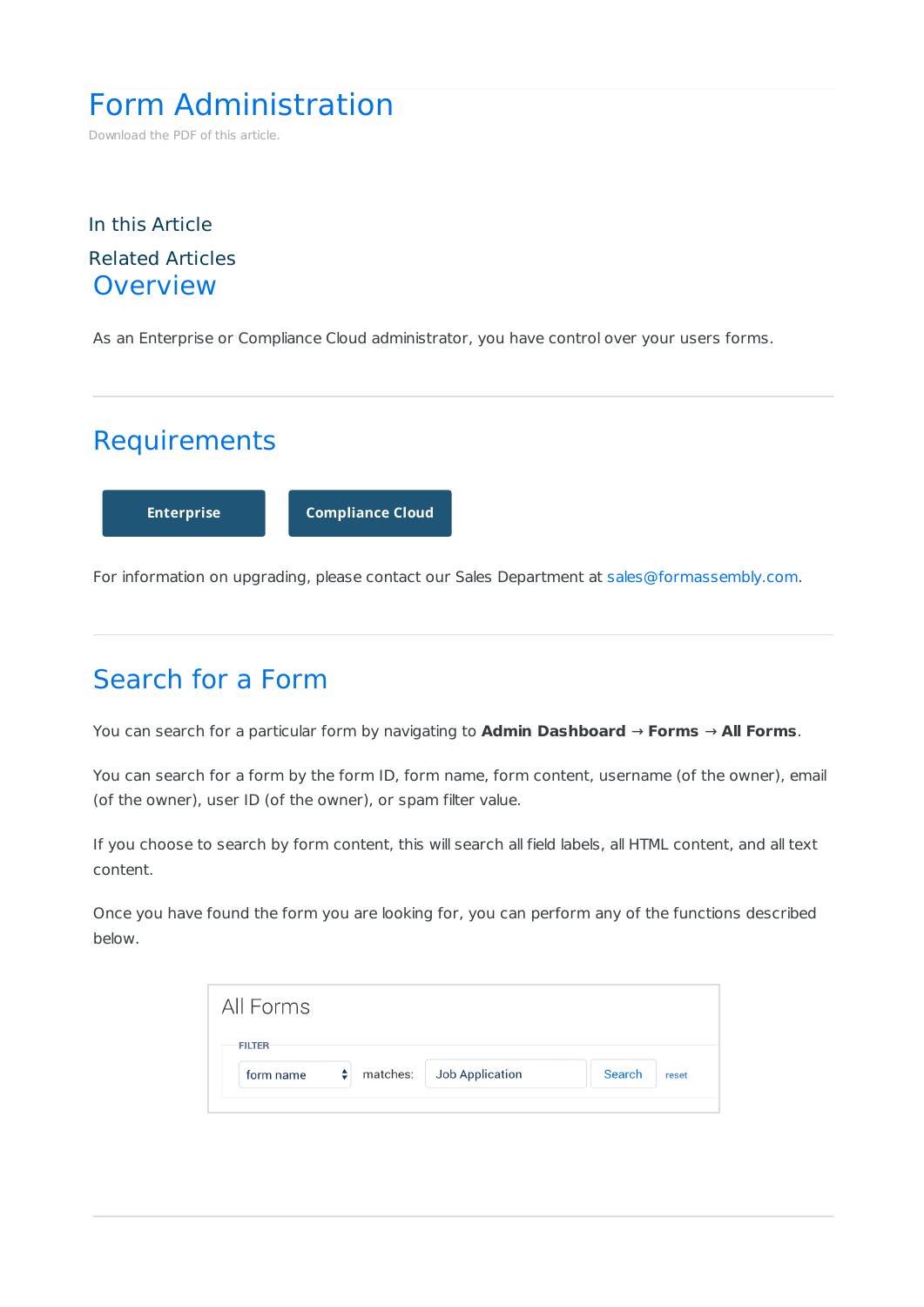# Form Administration

Download the PDF of this article.

In this Article

Related Articles

## Overview

As an Enterprise or Compliance Cloud administrator, you have control over your users forms.

---

## Requirements

**Enterprise** **Compliance Cloud**

For information on upgrading, please contact our Sales Department at sales@formassembly.com.

---

## Search for a Form

You can search for a particular form by navigating to **Admin Dashboard** → **Forms** → **All Forms**.

You can search for a form by the form ID, form name, form content, username (of the owner), email (of the owner), user ID (of the owner), or spam filter value.

If you choose to search by form content, this will search all field labels, all HTML content, and all text content.

Once you have found the form you are looking for, you can perform any of the functions described below.

All Forms

FILTER

form name matches: Job Application Search reset

---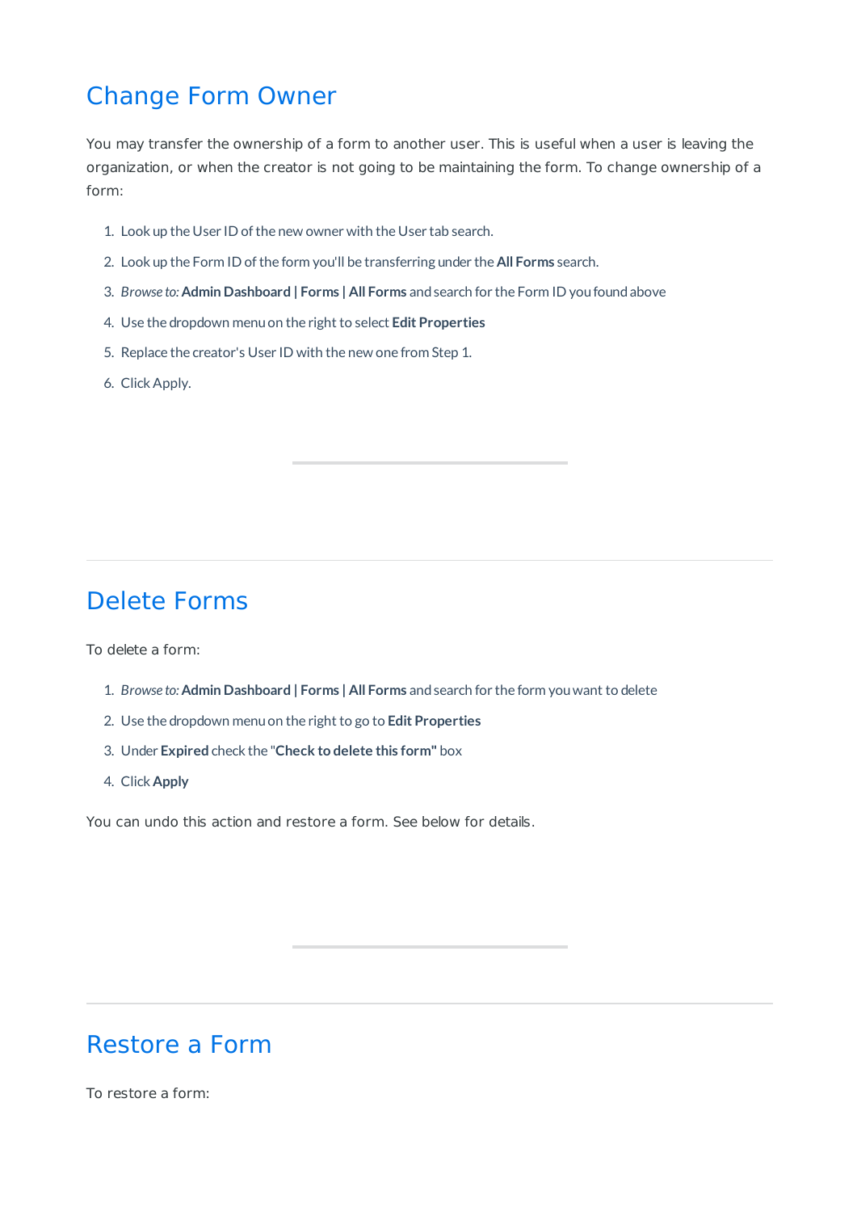## Change Form Owner

You may transfer the ownership of a form to another user. This is useful when a user is leaving the organization, or when the creator is not going to be maintaining the form. To change ownership of a form:

1. Look up the User ID of the new owner with the User tab search.
2. Look up the Form ID of the form you'll be transferring under the **All Forms** search.
3. *Browse to:* **Admin Dashboard | Forms | All Forms** and search for the Form ID you found above
4. Use the dropdown menu on the right to select **Edit Properties**
5. Replace the creator's User ID with the new one from Step 1.
6. Click Apply.

---

## Delete Forms

To delete a form:

1. *Browse to:* **Admin Dashboard | Forms | All Forms** and search for the form you want to delete
2. Use the dropdown menu on the right to go to **Edit Properties**
3. Under **Expired** check the "**Check to delete this form"** box
4. Click **Apply**

You can undo this action and restore a form. See below for details.

---

## Restore a Form

To restore a form: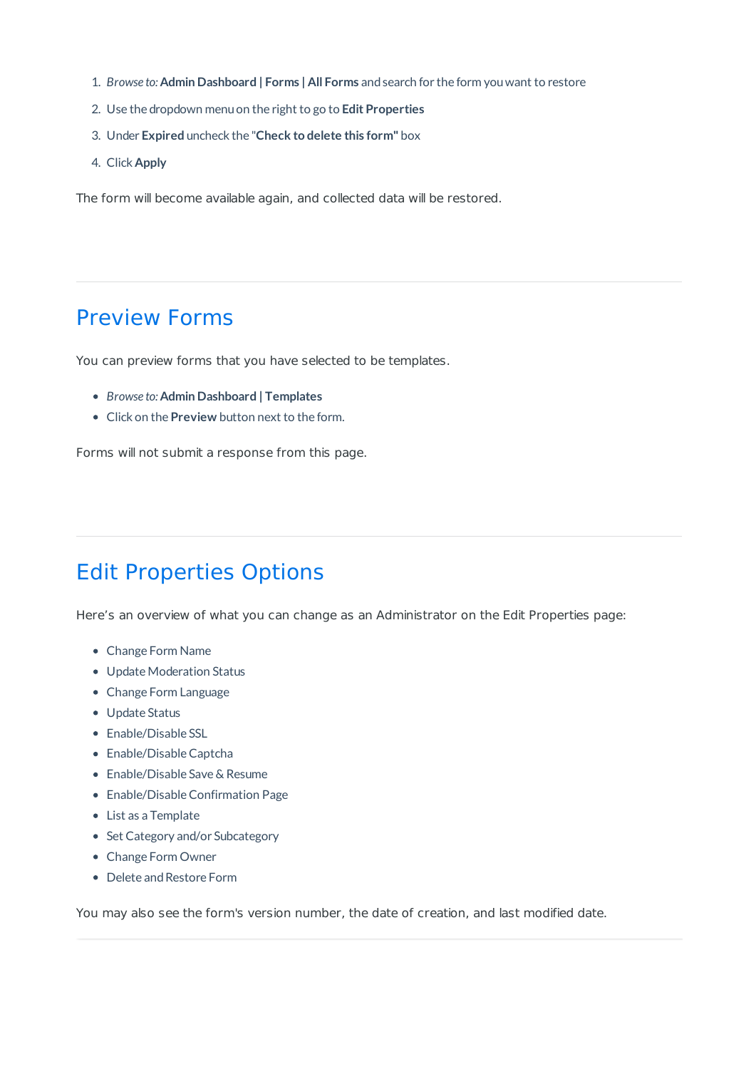1. *Browse to:* **Admin Dashboard | Forms | All Forms** and search for the form you want to restore
2. Use the dropdown menu on the right to go to **Edit Properties**
3. Under **Expired** uncheck the "**Check to delete this form"** box
4. Click **Apply**

The form will become available again, and collected data will be restored.

## Preview Forms

You can preview forms that you have selected to be templates.

- *Browse to:* **Admin Dashboard | Templates**
- Click on the **Preview** button next to the form.

Forms will not submit a response from this page.

## Edit Properties Options

Here's an overview of what you can change as an Administrator on the Edit Properties page:

- Change Form Name
- Update Moderation Status
- Change Form Language
- Update Status
- Enable/Disable SSL
- Enable/Disable Captcha
- Enable/Disable Save & Resume
- Enable/Disable Confirmation Page
- List as a Template
- Set Category and/or Subcategory
- Change Form Owner
- Delete and Restore Form

You may also see the form's version number, the date of creation, and last modified date.